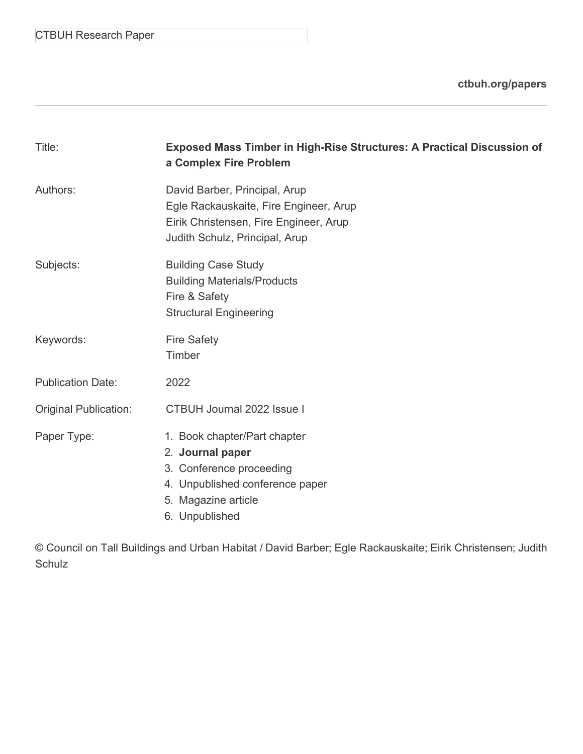CTBUH Research Paper

**ctbuh.org/papers**

| | |
|---|---|
| Title: | **Exposed Mass Timber in High-Rise Structures: A Practical Discussion of a Complex Fire Problem** |
| Authors: | David Barber, Principal, Arup<br>Egle Rackauskaite, Fire Engineer, Arup<br>Eirik Christensen, Fire Engineer, Arup<br>Judith Schulz, Principal, Arup |
| Subjects: | Building Case Study<br>Building Materials/Products<br>Fire & Safety<br>Structural Engineering |
| Keywords: | Fire Safety<br>Timber |
| Publication Date: | 2022 |
| Original Publication: | CTBUH Journal 2022 Issue I |
| Paper Type: | 1. Book chapter/Part chapter<br>2. **Journal paper**<br>3. Conference proceeding<br>4. Unpublished conference paper<br>5. Magazine article<br>6. Unpublished |

© Council on Tall Buildings and Urban Habitat / David Barber; Egle Rackauskaite; Eirik Christensen; Judith Schulz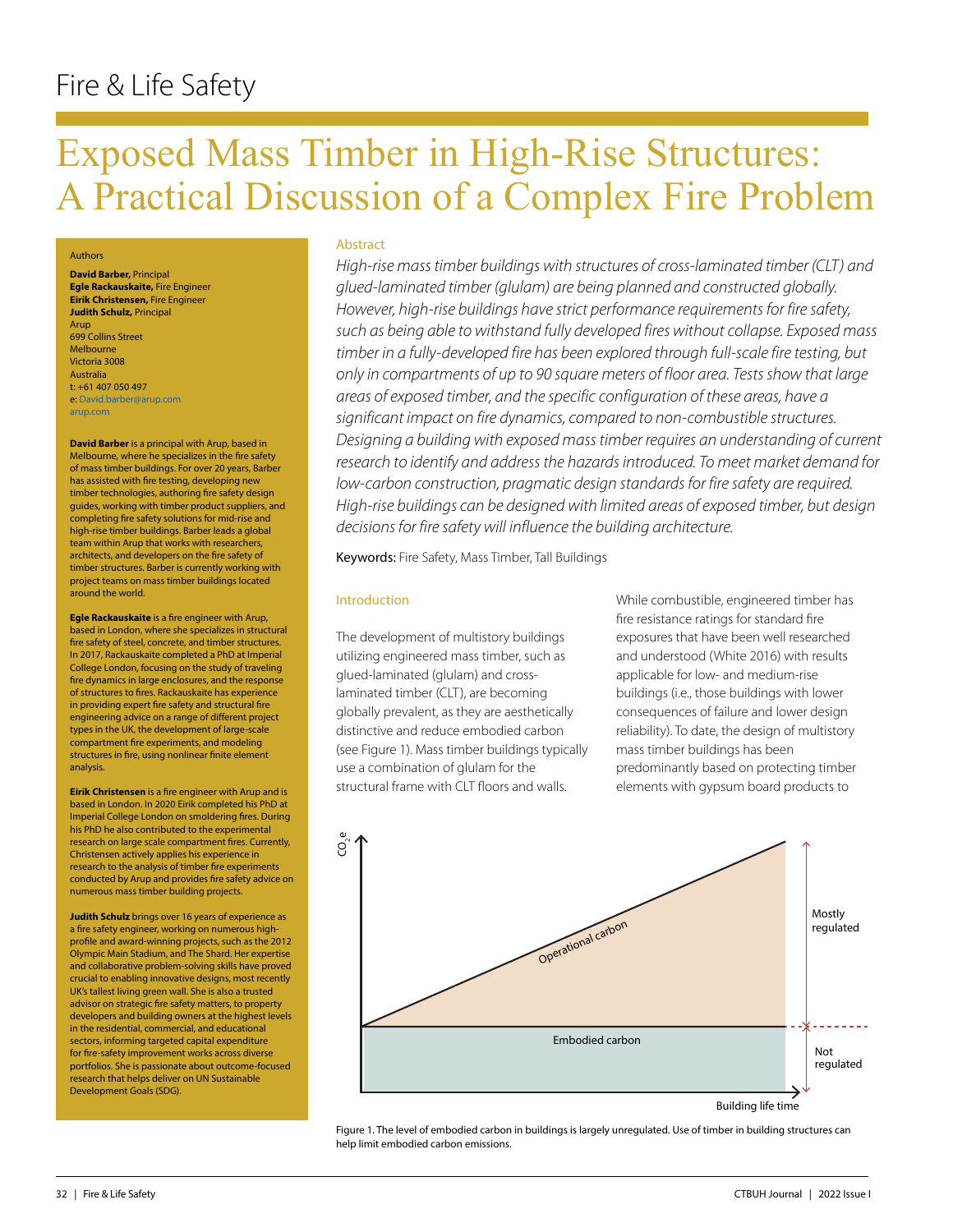Fire & Life Safety

# Exposed Mass Timber in High-Rise Structures: A Practical Discussion of a Complex Fire Problem

Authors

**David Barber,** Principal
**Egle Rackauskaite,** Fire Engineer
**Eirik Christensen,** Fire Engineer
**Judith Schulz,** Principal
Arup
699 Collins Street
Melbourne
Victoria 3008
Australia
t: +61 407 050 497
e: David.barber@arup.com
arup.com

**David Barber** is a principal with Arup, based in Melbourne, where he specializes in the fire safety of mass timber buildings. For over 20 years, Barber has assisted with fire testing, developing new timber technologies, authoring fire safety design guides, working with timber product suppliers, and completing fire safety solutions for mid-rise and high-rise timber buildings. Barber leads a global team within Arup that works with researchers, architects, and developers on the fire safety of timber structures. Barber is currently working with project teams on mass timber buildings located around the world.

**Egle Rackauskaite** is a fire engineer with Arup, based in London, where she specializes in structural fire safety of steel, concrete, and timber structures. In 2017, Rackauskaite completed a PhD at Imperial College London, focusing on the study of traveling fire dynamics in large enclosures, and the response of structures to fires. Rackauskaite has experience in providing expert fire safety and structural fire engineering advice on a range of different project types in the UK, the development of large-scale compartment fire experiments, and modeling structures in fire, using nonlinear finite element analysis.

**Eirik Christensen** is a fire engineer with Arup and is based in London. In 2020 Eirik completed his PhD at Imperial College London on smoldering fires. During his PhD he also contributed to the experimental research on large scale compartment fires. Currently, Christensen actively applies his experience in research to the analysis of timber fire experiments conducted by Arup and provides fire safety advice on numerous mass timber building projects.

**Judith Schulz** brings over 16 years of experience as a fire safety engineer, working on numerous high-profile and award-winning projects, such as the 2012 Olympic Main Stadium, and The Shard. Her expertise and collaborative problem-solving skills have proved crucial to enabling innovative designs, most recently UK's tallest living green wall. She is also a trusted advisor on strategic fire safety matters, to property developers and building owners at the highest levels in the residential, commercial, and educational sectors, informing targeted capital expenditure for fire-safety improvement works across diverse portfolios. She is passionate about outcome-focused research that helps deliver on UN Sustainable Development Goals (SDG).

## Abstract

*High-rise mass timber buildings with structures of cross-laminated timber (CLT) and glued-laminated timber (glulam) are being planned and constructed globally. However, high-rise buildings have strict performance requirements for fire safety, such as being able to withstand fully developed fires without collapse. Exposed mass timber in a fully-developed fire has been explored through full-scale fire testing, but only in compartments of up to 90 square meters of floor area. Tests show that large areas of exposed timber, and the specific configuration of these areas, have a significant impact on fire dynamics, compared to non-combustible structures. Designing a building with exposed mass timber requires an understanding of current research to identify and address the hazards introduced. To meet market demand for low-carbon construction, pragmatic design standards for fire safety are required. High-rise buildings can be designed with limited areas of exposed timber, but design decisions for fire safety will influence the building architecture.*

**Keywords:** Fire Safety, Mass Timber, Tall Buildings

## Introduction

The development of multistory buildings utilizing engineered mass timber, such as glued-laminated (glulam) and cross-laminated timber (CLT), are becoming globally prevalent, as they are aesthetically distinctive and reduce embodied carbon (see Figure 1). Mass timber buildings typically use a combination of glulam for the structural frame with CLT floors and walls.

While combustible, engineered timber has fire resistance ratings for standard fire exposures that have been well researched and understood (White 2016) with results applicable for low- and medium-rise buildings (i.e., those buildings with lower consequences of failure and lower design reliability). To date, the design of multistory mass timber buildings has been predominantly based on protecting timber elements with gypsum board products to

Figure 1. The level of embodied carbon in buildings is largely unregulated. Use of timber in building structures can help limit embodied carbon emissions.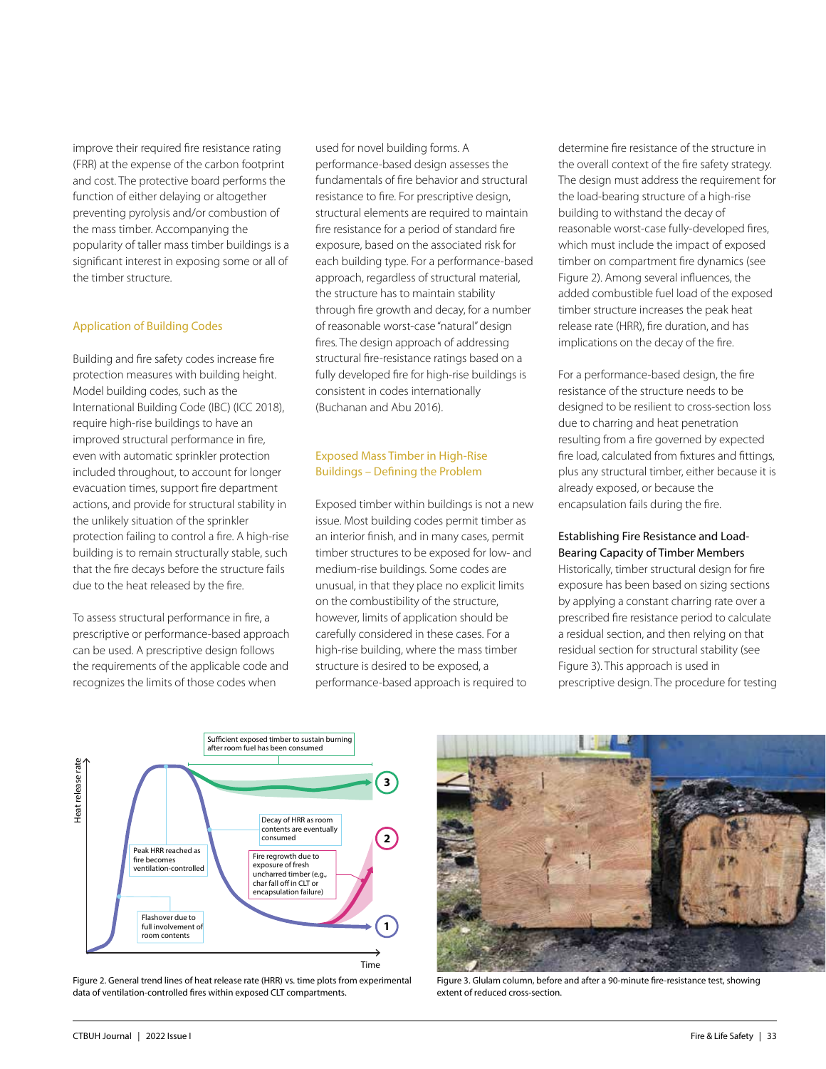improve their required fire resistance rating (FRR) at the expense of the carbon footprint and cost. The protective board performs the function of either delaying or altogether preventing pyrolysis and/or combustion of the mass timber. Accompanying the popularity of taller mass timber buildings is a significant interest in exposing some or all of the timber structure.

## Application of Building Codes

Building and fire safety codes increase fire protection measures with building height. Model building codes, such as the International Building Code (IBC) (ICC 2018), require high-rise buildings to have an improved structural performance in fire, even with automatic sprinkler protection included throughout, to account for longer evacuation times, support fire department actions, and provide for structural stability in the unlikely situation of the sprinkler protection failing to control a fire. A high-rise building is to remain structurally stable, such that the fire decays before the structure fails due to the heat released by the fire.

To assess structural performance in fire, a prescriptive or performance-based approach can be used. A prescriptive design follows the requirements of the applicable code and recognizes the limits of those codes when used for novel building forms. A performance-based design assesses the fundamentals of fire behavior and structural resistance to fire. For prescriptive design, structural elements are required to maintain fire resistance for a period of standard fire exposure, based on the associated risk for each building type. For a performance-based approach, regardless of structural material, the structure has to maintain stability through fire growth and decay, for a number of reasonable worst-case "natural" design fires. The design approach of addressing structural fire-resistance ratings based on a fully developed fire for high-rise buildings is consistent in codes internationally (Buchanan and Abu 2016).

## Exposed Mass Timber in High-Rise Buildings – Defining the Problem

Exposed timber within buildings is not a new issue. Most building codes permit timber as an interior finish, and in many cases, permit timber structures to be exposed for low- and medium-rise buildings. Some codes are unusual, in that they place no explicit limits on the combustibility of the structure, however, limits of application should be carefully considered in these cases. For a high-rise building, where the mass timber structure is desired to be exposed, a performance-based approach is required to determine fire resistance of the structure in the overall context of the fire safety strategy. The design must address the requirement for the load-bearing structure of a high-rise building to withstand the decay of reasonable worst-case fully-developed fires, which must include the impact of exposed timber on compartment fire dynamics (see Figure 2). Among several influences, the added combustible fuel load of the exposed timber structure increases the peak heat release rate (HRR), fire duration, and has implications on the decay of the fire.

For a performance-based design, the fire resistance of the structure needs to be designed to be resilient to cross-section loss due to charring and heat penetration resulting from a fire governed by expected fire load, calculated from fixtures and fittings, plus any structural timber, either because it is already exposed, or because the encapsulation fails during the fire.

### Establishing Fire Resistance and Load-Bearing Capacity of Timber Members

Historically, timber structural design for fire exposure has been based on sizing sections by applying a constant charring rate over a prescribed fire resistance period to calculate a residual section, and then relying on that residual section for structural stability (see Figure 3). This approach is used in prescriptive design. The procedure for testing

Figure 2. General trend lines of heat release rate (HRR) vs. time plots from experimental data of ventilation-controlled fires within exposed CLT compartments.

Figure 3. Glulam column, before and after a 90-minute fire-resistance test, showing extent of reduced cross-section.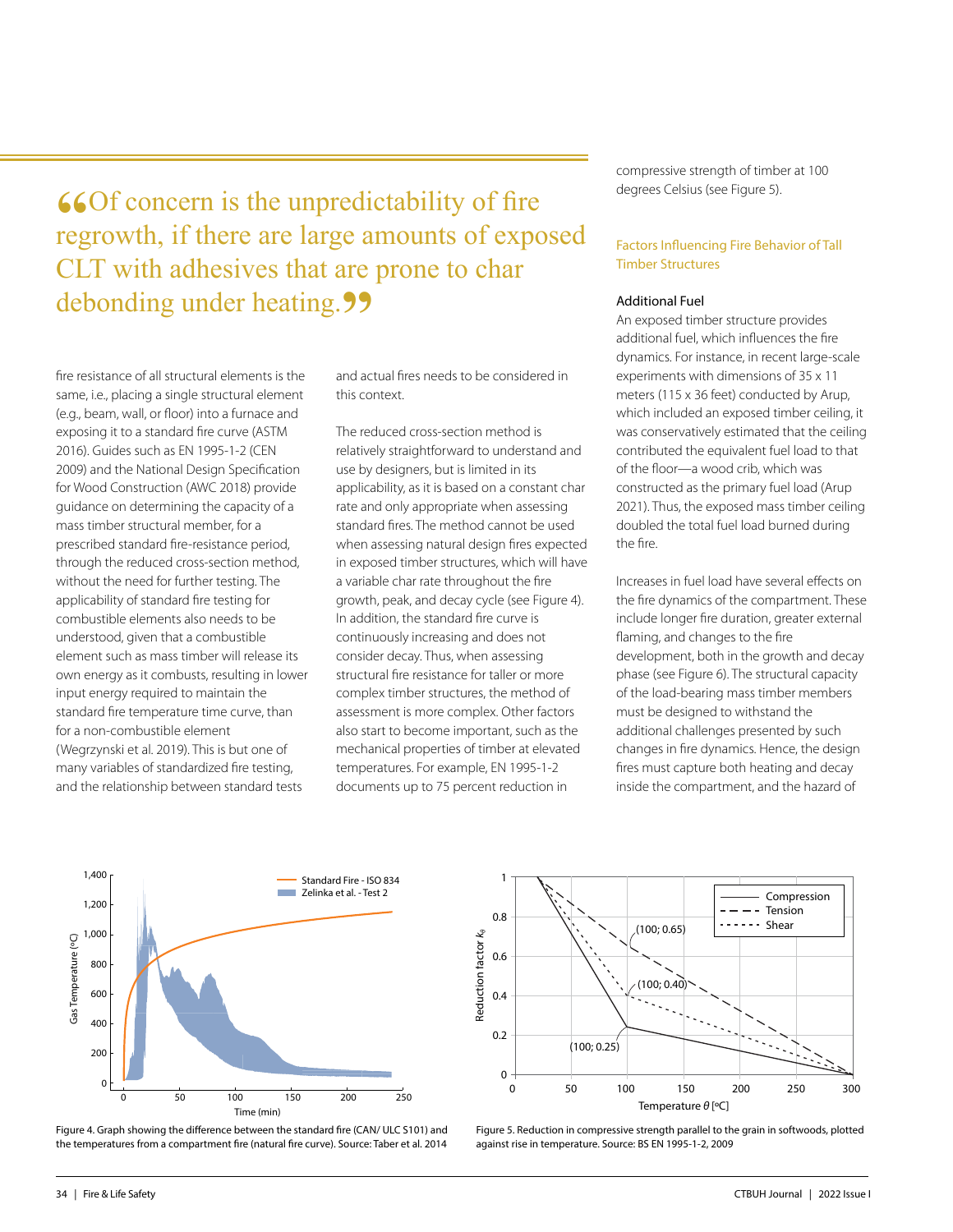> "Of concern is the unpredictability of fire regrowth, if there are large amounts of exposed CLT with adhesives that are prone to char debonding under heating."

fire resistance of all structural elements is the same, i.e., placing a single structural element (e.g., beam, wall, or floor) into a furnace and exposing it to a standard fire curve (ASTM 2016). Guides such as EN 1995-1-2 (CEN 2009) and the National Design Specification for Wood Construction (AWC 2018) provide guidance on determining the capacity of a mass timber structural member, for a prescribed standard fire-resistance period, through the reduced cross-section method, without the need for further testing. The applicability of standard fire testing for combustible elements also needs to be understood, given that a combustible element such as mass timber will release its own energy as it combusts, resulting in lower input energy required to maintain the standard fire temperature time curve, than for a non-combustible element (Wegrzynski et al. 2019). This is but one of many variables of standardized fire testing, and the relationship between standard tests and actual fires needs to be considered in this context.

The reduced cross-section method is relatively straightforward to understand and use by designers, but is limited in its applicability, as it is based on a constant char rate and only appropriate when assessing standard fires. The method cannot be used when assessing natural design fires expected in exposed timber structures, which will have a variable char rate throughout the fire growth, peak, and decay cycle (see Figure 4). In addition, the standard fire curve is continuously increasing and does not consider decay. Thus, when assessing structural fire resistance for taller or more complex timber structures, the method of assessment is more complex. Other factors also start to become important, such as the mechanical properties of timber at elevated temperatures. For example, EN 1995-1-2 documents up to 75 percent reduction in compressive strength of timber at 100 degrees Celsius (see Figure 5).

## Factors Influencing Fire Behavior of Tall Timber Structures

### Additional Fuel

An exposed timber structure provides additional fuel, which influences the fire dynamics. For instance, in recent large-scale experiments with dimensions of 35 x 11 meters (115 x 36 feet) conducted by Arup, which included an exposed timber ceiling, it was conservatively estimated that the ceiling contributed the equivalent fuel load to that of the floor—a wood crib, which was constructed as the primary fuel load (Arup 2021). Thus, the exposed mass timber ceiling doubled the total fuel load burned during the fire.

Increases in fuel load have several effects on the fire dynamics of the compartment. These include longer fire duration, greater external flaming, and changes to the fire development, both in the growth and decay phase (see Figure 6). The structural capacity of the load-bearing mass timber members must be designed to withstand the additional challenges presented by such changes in fire dynamics. Hence, the design fires must capture both heating and decay inside the compartment, and the hazard of

Figure 4. Graph showing the difference between the standard fire (CAN/ ULC S101) and the temperatures from a compartment fire (natural fire curve). Source: Taber et al. 2014

Figure 5. Reduction in compressive strength parallel to the grain in softwoods, plotted against rise in temperature. Source: BS EN 1995-1-2, 2009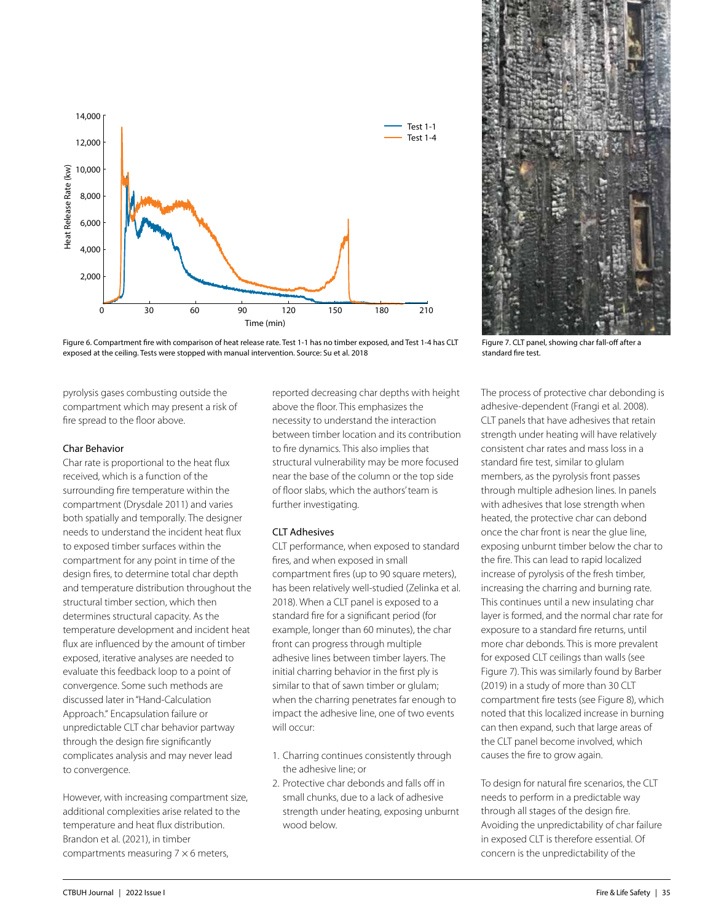Figure 6. Compartment fire with comparison of heat release rate. Test 1-1 has no timber exposed, and Test 1-4 has CLT exposed at the ceiling. Tests were stopped with manual intervention. Source: Su et al. 2018

Figure 7. CLT panel, showing char fall-off after a standard fire test.

pyrolysis gases combusting outside the compartment which may present a risk of fire spread to the floor above.

### Char Behavior

Char rate is proportional to the heat flux received, which is a function of the surrounding fire temperature within the compartment (Drysdale 2011) and varies both spatially and temporally. The designer needs to understand the incident heat flux to exposed timber surfaces within the compartment for any point in time of the design fires, to determine total char depth and temperature distribution throughout the structural timber section, which then determines structural capacity. As the temperature development and incident heat flux are influenced by the amount of timber exposed, iterative analyses are needed to evaluate this feedback loop to a point of convergence. Some such methods are discussed later in "Hand-Calculation Approach." Encapsulation failure or unpredictable CLT char behavior partway through the design fire significantly complicates analysis and may never lead to convergence.

However, with increasing compartment size, additional complexities arise related to the temperature and heat flux distribution. Brandon et al. (2021), in timber compartments measuring 7 × 6 meters, reported decreasing char depths with height above the floor. This emphasizes the necessity to understand the interaction between timber location and its contribution to fire dynamics. This also implies that structural vulnerability may be more focused near the base of the column or the top side of floor slabs, which the authors' team is further investigating.

### CLT Adhesives

CLT performance, when exposed to standard fires, and when exposed in small compartment fires (up to 90 square meters), has been relatively well-studied (Zelinka et al. 2018). When a CLT panel is exposed to a standard fire for a significant period (for example, longer than 60 minutes), the char front can progress through multiple adhesive lines between timber layers. The initial charring behavior in the first ply is similar to that of sawn timber or glulam; when the charring penetrates far enough to impact the adhesive line, one of two events will occur:

1. Charring continues consistently through the adhesive line; or
2. Protective char debonds and falls off in small chunks, due to a lack of adhesive strength under heating, exposing unburnt wood below.

The process of protective char debonding is adhesive-dependent (Frangi et al. 2008). CLT panels that have adhesives that retain strength under heating will have relatively consistent char rates and mass loss in a standard fire test, similar to glulam members, as the pyrolysis front passes through multiple adhesion lines. In panels with adhesives that lose strength when heated, the protective char can debond once the char front is near the glue line, exposing unburnt timber below the char to the fire. This can lead to rapid localized increase of pyrolysis of the fresh timber, increasing the charring and burning rate. This continues until a new insulating char layer is formed, and the normal char rate for exposure to a standard fire returns, until more char debonds. This is more prevalent for exposed CLT ceilings than walls (see Figure 7). This was similarly found by Barber (2019) in a study of more than 30 CLT compartment fire tests (see Figure 8), which noted that this localized increase in burning can then expand, such that large areas of the CLT panel become involved, which causes the fire to grow again.

To design for natural fire scenarios, the CLT needs to perform in a predictable way through all stages of the design fire. Avoiding the unpredictability of char failure in exposed CLT is therefore essential. Of concern is the unpredictability of the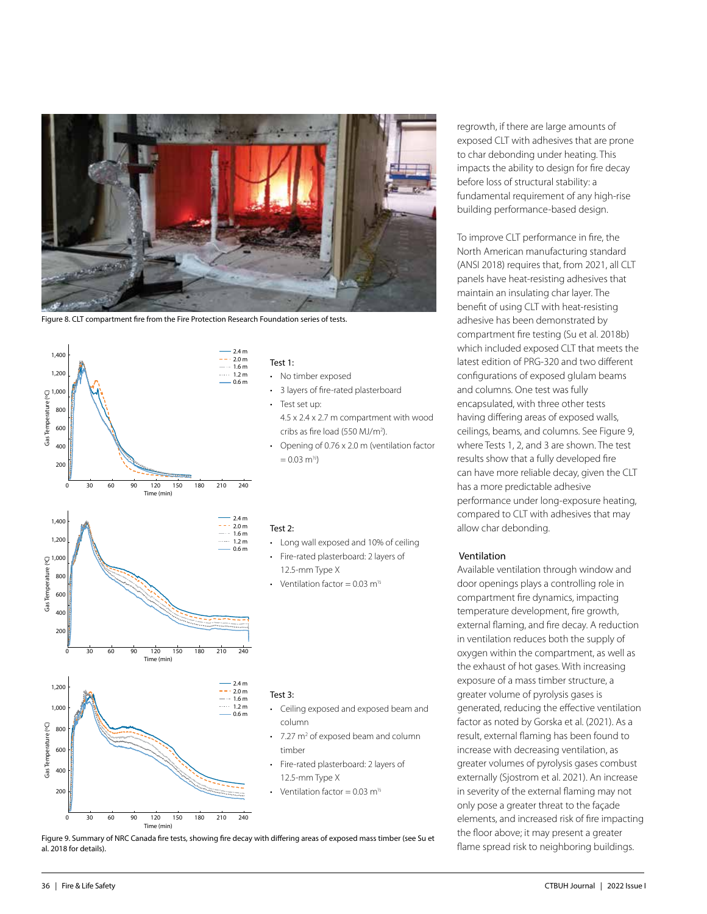Figure 8. CLT compartment fire from the Fire Protection Research Foundation series of tests.

Test 1:

- No timber exposed
- 3 layers of fire-rated plasterboard
- Test set up:
  4.5 x 2.4 x 2.7 m compartment with wood cribs as fire load (550 MJ/m²).
- Opening of 0.76 x 2.0 m (ventilation factor = 0.03 $m^{½}$)

Test 2:

- Long wall exposed and 10% of ceiling
- Fire-rated plasterboard: 2 layers of 12.5-mm Type X
- Ventilation factor = 0.03 $m^{½}$

Test 3:

- Ceiling exposed and exposed beam and column
- 7.27 m² of exposed beam and column timber
- Fire-rated plasterboard: 2 layers of 12.5-mm Type X
- Ventilation factor = 0.03 $m^{½}$

Figure 9. Summary of NRC Canada fire tests, showing fire decay with differing areas of exposed mass timber (see Su et al. 2018 for details).

regrowth, if there are large amounts of exposed CLT with adhesives that are prone to char debonding under heating. This impacts the ability to design for fire decay before loss of structural stability: a fundamental requirement of any high-rise building performance-based design.

To improve CLT performance in fire, the North American manufacturing standard (ANSI 2018) requires that, from 2021, all CLT panels have heat-resisting adhesives that maintain an insulating char layer. The benefit of using CLT with heat-resisting adhesive has been demonstrated by compartment fire testing (Su et al. 2018b) which included exposed CLT that meets the latest edition of PRG-320 and two different configurations of exposed glulam beams and columns. One test was fully encapsulated, with three other tests having differing areas of exposed walls, ceilings, beams, and columns. See Figure 9, where Tests 1, 2, and 3 are shown. The test results show that a fully developed fire can have more reliable decay, given the CLT has a more predictable adhesive performance under long-exposure heating, compared to CLT with adhesives that may allow char debonding.

### Ventilation

Available ventilation through window and door openings plays a controlling role in compartment fire dynamics, impacting temperature development, fire growth, external flaming, and fire decay. A reduction in ventilation reduces both the supply of oxygen within the compartment, as well as the exhaust of hot gases. With increasing exposure of a mass timber structure, a greater volume of pyrolysis gases is generated, reducing the effective ventilation factor as noted by Gorska et al. (2021). As a result, external flaming has been found to increase with decreasing ventilation, as greater volumes of pyrolysis gases combust externally (Sjostrom et al. 2021). An increase in severity of the external flaming may not only pose a greater threat to the façade elements, and increased risk of fire impacting the floor above; it may present a greater flame spread risk to neighboring buildings.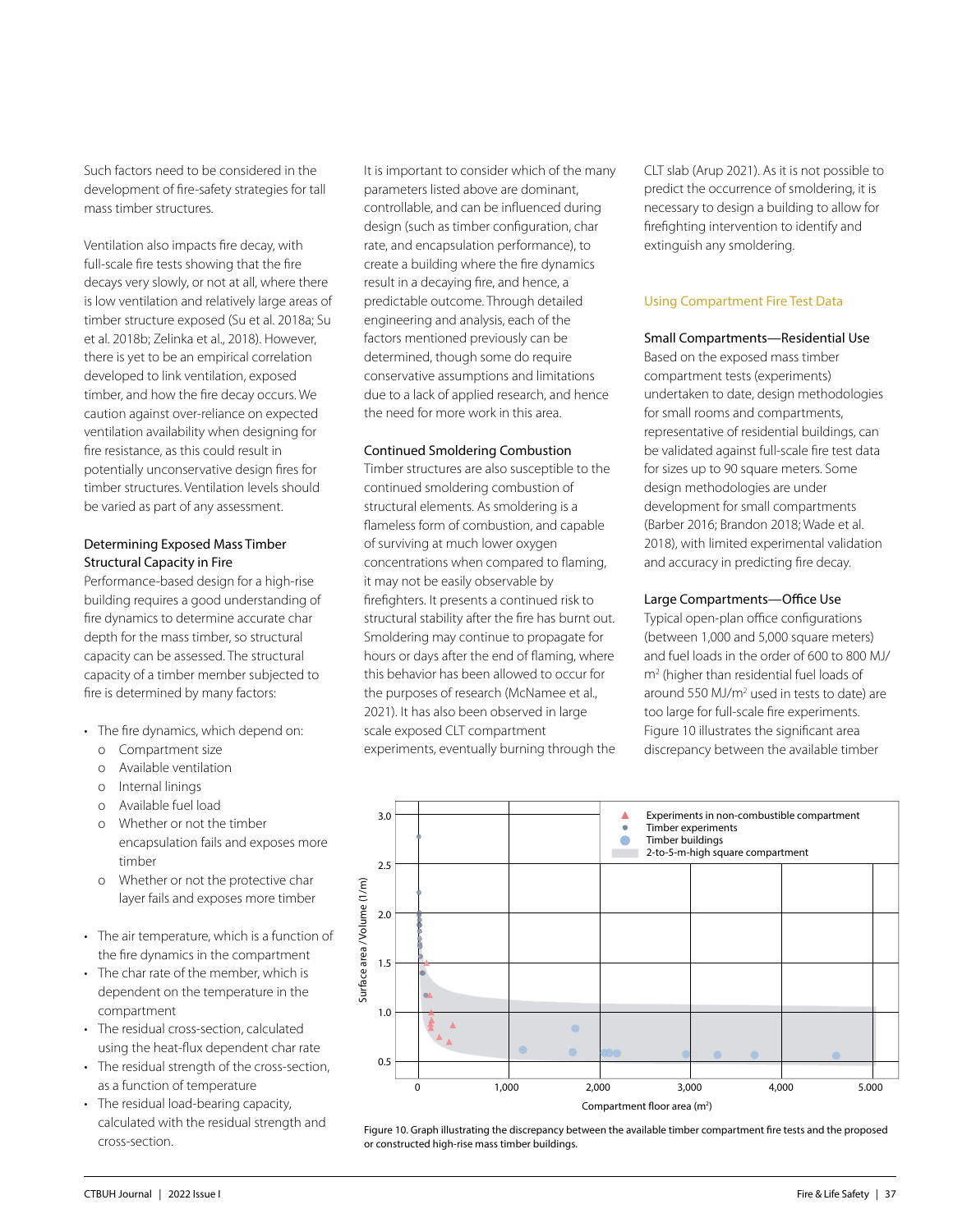Such factors need to be considered in the development of fire-safety strategies for tall mass timber structures.

Ventilation also impacts fire decay, with full-scale fire tests showing that the fire decays very slowly, or not at all, where there is low ventilation and relatively large areas of timber structure exposed (Su et al. 2018a; Su et al. 2018b; Zelinka et al., 2018). However, there is yet to be an empirical correlation developed to link ventilation, exposed timber, and how the fire decay occurs. We caution against over-reliance on expected ventilation availability when designing for fire resistance, as this could result in potentially unconservative design fires for timber structures. Ventilation levels should be varied as part of any assessment.

### Determining Exposed Mass Timber Structural Capacity in Fire

Performance-based design for a high-rise building requires a good understanding of fire dynamics to determine accurate char depth for the mass timber, so structural capacity can be assessed. The structural capacity of a timber member subjected to fire is determined by many factors:

- The fire dynamics, which depend on:
  - Compartment size
  - Available ventilation
  - Internal linings
  - Available fuel load
  - Whether or not the timber encapsulation fails and exposes more timber
  - Whether or not the protective char layer fails and exposes more timber
- The air temperature, which is a function of the fire dynamics in the compartment
- The char rate of the member, which is dependent on the temperature in the compartment
- The residual cross-section, calculated using the heat-flux dependent char rate
- The residual strength of the cross-section, as a function of temperature
- The residual load-bearing capacity, calculated with the residual strength and cross-section.

It is important to consider which of the many parameters listed above are dominant, controllable, and can be influenced during design (such as timber configuration, char rate, and encapsulation performance), to create a building where the fire dynamics result in a decaying fire, and hence, a predictable outcome. Through detailed engineering and analysis, each of the factors mentioned previously can be determined, though some do require conservative assumptions and limitations due to a lack of applied research, and hence the need for more work in this area.

### Continued Smoldering Combustion

Timber structures are also susceptible to the continued smoldering combustion of structural elements. As smoldering is a flameless form of combustion, and capable of surviving at much lower oxygen concentrations when compared to flaming, it may not be easily observable by firefighters. It presents a continued risk to structural stability after the fire has burnt out. Smoldering may continue to propagate for hours or days after the end of flaming, where this behavior has been allowed to occur for the purposes of research (McNamee et al., 2021). It has also been observed in large scale exposed CLT compartment experiments, eventually burning through the CLT slab (Arup 2021). As it is not possible to predict the occurrence of smoldering, it is necessary to design a building to allow for firefighting intervention to identify and extinguish any smoldering.

## Using Compartment Fire Test Data

### Small Compartments—Residential Use

Based on the exposed mass timber compartment tests (experiments) undertaken to date, design methodologies for small rooms and compartments, representative of residential buildings, can be validated against full-scale fire test data for sizes up to 90 square meters. Some design methodologies are under development for small compartments (Barber 2016; Brandon 2018; Wade et al. 2018), with limited experimental validation and accuracy in predicting fire decay.

### Large Compartments—Office Use

Typical open-plan office configurations (between 1,000 and 5,000 square meters) and fuel loads in the order of 600 to 800 MJ/m² (higher than residential fuel loads of around 550 MJ/m² used in tests to date) are too large for full-scale fire experiments. Figure 10 illustrates the significant area discrepancy between the available timber

Figure 10. Graph illustrating the discrepancy between the available timber compartment fire tests and the proposed or constructed high-rise mass timber buildings.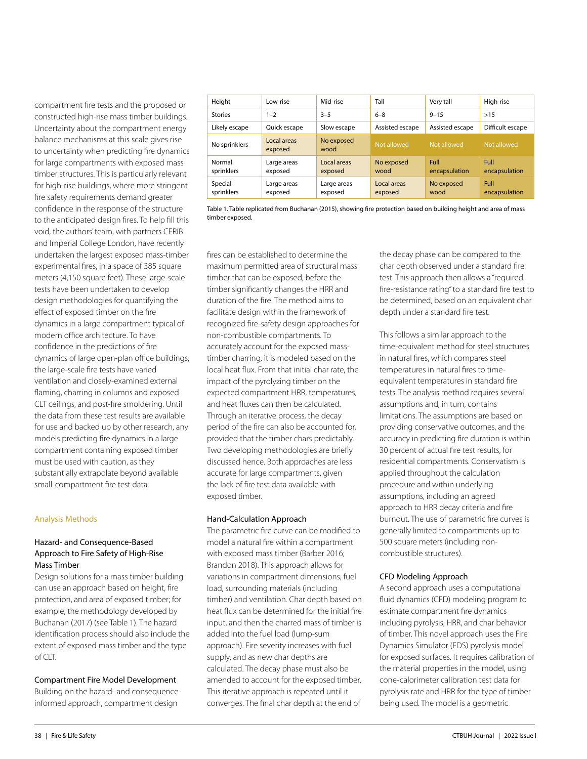compartment fire tests and the proposed or constructed high-rise mass timber buildings. Uncertainty about the compartment energy balance mechanisms at this scale gives rise to uncertainty when predicting fire dynamics for large compartments with exposed mass timber structures. This is particularly relevant for high-rise buildings, where more stringent fire safety requirements demand greater confidence in the response of the structure to the anticipated design fires. To help fill this void, the authors' team, with partners CERIB and Imperial College London, have recently undertaken the largest exposed mass-timber experimental fires, in a space of 385 square meters (4,150 square feet). These large-scale tests have been undertaken to develop design methodologies for quantifying the effect of exposed timber on the fire dynamics in a large compartment typical of modern office architecture. To have confidence in the predictions of fire dynamics of large open-plan office buildings, the large-scale fire tests have varied ventilation and closely-examined external flaming, charring in columns and exposed CLT ceilings, and post-fire smoldering. Until the data from these test results are available for use and backed up by other research, any models predicting fire dynamics in a large compartment containing exposed timber must be used with caution, as they substantially extrapolate beyond available small-compartment fire test data.

| Height | Low-rise | Mid-rise | Tall | Very tall | High-rise |
|---|---|---|---|---|---|
| Stories | 1–2 | 3–5 | 6–8 | 9–15 | >15 |
| Likely escape | Quick escape | Slow escape | Assisted escape | Assisted escape | Difficult escape |
| No sprinklers | Local areas exposed | No exposed wood | Not allowed | Not allowed | Not allowed |
| Normal sprinklers | Large areas exposed | Local areas exposed | No exposed wood | Full encapsulation | Full encapsulation |
| Special sprinklers | Large areas exposed | Large areas exposed | Local areas exposed | No exposed wood | Full encapsulation |

Table 1. Table replicated from Buchanan (2015), showing fire protection based on building height and area of mass timber exposed.

## Analysis Methods

### Hazard- and Consequence-Based Approach to Fire Safety of High-Rise Mass Timber

Design solutions for a mass timber building can use an approach based on height, fire protection, and area of exposed timber; for example, the methodology developed by Buchanan (2017) (see Table 1). The hazard identification process should also include the extent of exposed mass timber and the type of CLT.

### Compartment Fire Model Development

Building on the hazard- and consequence-informed approach, compartment design fires can be established to determine the maximum permitted area of structural mass timber that can be exposed, before the timber significantly changes the HRR and duration of the fire. The method aims to facilitate design within the framework of recognized fire-safety design approaches for non-combustible compartments. To accurately account for the exposed mass-timber charring, it is modeled based on the local heat flux. From that initial char rate, the impact of the pyrolyzing timber on the expected compartment HRR, temperatures, and heat fluxes can then be calculated. Through an iterative process, the decay period of the fire can also be accounted for, provided that the timber chars predictably. Two developing methodologies are briefly discussed hence. Both approaches are less accurate for large compartments, given the lack of fire test data available with exposed timber.

### Hand-Calculation Approach

The parametric fire curve can be modified to model a natural fire within a compartment with exposed mass timber (Barber 2016; Brandon 2018). This approach allows for variations in compartment dimensions, fuel load, surrounding materials (including timber) and ventilation. Char depth based on heat flux can be determined for the initial fire input, and then the charred mass of timber is added into the fuel load (lump-sum approach). Fire severity increases with fuel supply, and as new char depths are calculated. The decay phase must also be amended to account for the exposed timber. This iterative approach is repeated until it converges. The final char depth at the end of the decay phase can be compared to the char depth observed under a standard fire test. This approach then allows a "required fire-resistance rating" to a standard fire test to be determined, based on an equivalent char depth under a standard fire test.

This follows a similar approach to the time-equivalent method for steel structures in natural fires, which compares steel temperatures in natural fires to time-equivalent temperatures in standard fire tests. The analysis method requires several assumptions and, in turn, contains limitations. The assumptions are based on providing conservative outcomes, and the accuracy in predicting fire duration is within 30 percent of actual fire test results, for residential compartments. Conservatism is applied throughout the calculation procedure and within underlying assumptions, including an agreed approach to HRR decay criteria and fire burnout. The use of parametric fire curves is generally limited to compartments up to 500 square meters (including non-combustible structures).

### CFD Modeling Approach

A second approach uses a computational fluid dynamics (CFD) modeling program to estimate compartment fire dynamics including pyrolysis, HRR, and char behavior of timber. This novel approach uses the Fire Dynamics Simulator (FDS) pyrolysis model for exposed surfaces. It requires calibration of the material properties in the model, using cone-calorimeter calibration test data for pyrolysis rate and HRR for the type of timber being used. The model is a geometric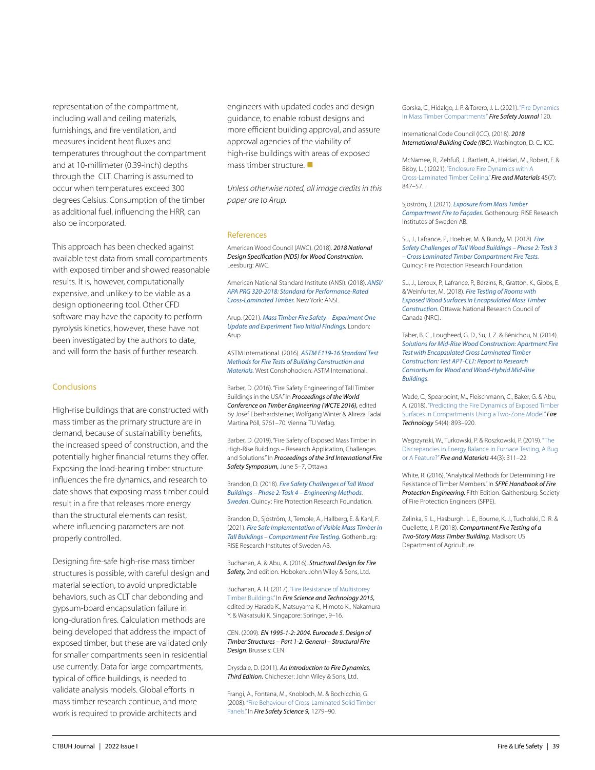representation of the compartment, including wall and ceiling materials, furnishings, and fire ventilation, and measures incident heat fluxes and temperatures throughout the compartment and at 10-millimeter (0.39-inch) depths through the CLT. Charring is assumed to occur when temperatures exceed 300 degrees Celsius. Consumption of the timber as additional fuel, influencing the HRR, can also be incorporated.

This approach has been checked against available test data from small compartments with exposed timber and showed reasonable results. It is, however, computationally expensive, and unlikely to be viable as a design optioneering tool. Other CFD software may have the capacity to perform pyrolysis kinetics, however, these have not been investigated by the authors to date, and will form the basis of further research.

## Conclusions

High-rise buildings that are constructed with mass timber as the primary structure are in demand, because of sustainability benefits, the increased speed of construction, and the potentially higher financial returns they offer. Exposing the load-bearing timber structure influences the fire dynamics, and research to date shows that exposing mass timber could result in a fire that releases more energy than the structural elements can resist, where influencing parameters are not properly controlled.

Designing fire-safe high-rise mass timber structures is possible, with careful design and material selection, to avoid unpredictable behaviors, such as CLT char debonding and gypsum-board encapsulation failure in long-duration fires. Calculation methods are being developed that address the impact of exposed timber, but these are validated only for smaller compartments seen in residential use currently. Data for large compartments, typical of office buildings, is needed to validate analysis models. Global efforts in mass timber research continue, and more work is required to provide architects and engineers with updated codes and design guidance, to enable robust designs and more efficient building approval, and assure approval agencies of the viability of high-rise buildings with areas of exposed mass timber structure. ■

*Unless otherwise noted, all image credits in this paper are to Arup.*

## References

American Wood Council (AWC). (2018). ***2018 National Design Specification (NDS) for Wood Construction.*** Leesburg: AWC.

American National Standard Institute (ANSI). (2018). *ANSI/APA PRG 320-2018: Standard for Performance-Rated Cross-Laminated Timber.* New York: ANSI.

Arup. (2021). *Mass Timber Fire Safety – Experiment One Update and Experiment Two Initial Findings.* London: Arup

ASTM International. (2016). *ASTM E119-16 Standard Test Methods for Fire Tests of Building Construction and Materials.* West Conshohocken: ASTM International.

Barber, D. (2016). "Fire Safety Engineering of Tall Timber Buildings in the USA." In ***Proceedings of the World Conference on Timber Engineering (WCTE 2016),*** edited by Josef Eberhardsteiner, Wolfgang Winter & Alireza Fadai Martina Pöll, 5761–70. Vienna: TU Verlag.

Barber, D. (2019). "Fire Safety of Exposed Mass Timber in High-Rise Buildings – Research Application, Challenges and Solutions." In ***Proceedings of the 3rd International Fire Safety Symposium,*** June 5–7, Ottawa.

Brandon, D. (2018). *Fire Safety Challenges of Tall Wood Buildings – Phase 2: Task 4 – Engineering Methods. Sweden.* Quincy: Fire Protection Research Foundation.

Brandon, D., Sjöström, J., Temple, A., Hallberg, E. & Kahl, F. (2021). *Fire Safe Implementation of Visible Mass Timber in Tall Buildings – Compartment Fire Testing.* Gothenburg: RISE Research Institutes of Sweden AB.

Buchanan, A. & Abu, A. (2016). ***Structural Design for Fire Safety,*** 2nd edition. Hoboken: John Wiley & Sons, Ltd.

Buchanan, A. H. (2017). "Fire Resistance of Multistorey Timber Buildings." In ***Fire Science and Technology 2015,*** edited by Harada K., Matsuyama K., Himoto K., Nakamura Y. & Wakatsuki K. Singapore: Springer, 9–16.

CEN. (2009). ***EN 1995-1-2: 2004. Eurocode 5. Design of Timber Structures – Part 1-2: General – Structural Fire Design*.** Brussels: CEN.

Drysdale, D. (2011). ***An Introduction to Fire Dynamics, Third Edition.*** Chichester: John Wiley & Sons, Ltd.

Frangi, A., Fontana, M., Knobloch, M. & Bochicchio, G. (2008). "Fire Behaviour of Cross-Laminated Solid Timber Panels." In ***Fire Safety Science 9,*** 1279–90.

Gorska, C., Hidalgo, J. P. & Torero, J. L. (2021). "Fire Dynamics In Mass Timber Compartments." ***Fire Safety Journal*** 120.

International Code Council (ICC). (2018). ***2018 International Building Code (IBC).*** Washington, D. C.: ICC.

McNamee, R., Zehfuß, J., Bartlett, A., Heidari, M., Robert, F. & Bisby, L. ( (2021). "Enclosure Fire Dynamics with A Cross-Laminated Timber Ceiling." ***Fire and Materials*** 45(7): 847–57.

Sjöström, J. (2021). *Exposure from Mass Timber Compartment Fire to Façades.* Gothenburg: RISE Research Institutes of Sweden AB.

Su, J., Lafrance, P., Hoehler, M. & Bundy, M. (2018). *Fire Safety Challenges of Tall Wood Buildings – Phase 2: Task 3 – Cross Laminated Timber Compartment Fire Tests.* Quincy: Fire Protection Research Foundation.

Su, J., Leroux, P., Lafrance, P., Berzins, R., Gratton, K., Gibbs, E. & Weinfurter, M. (2018). *Fire Testing of Rooms with Exposed Wood Surfaces in Encapsulated Mass Timber Construction.* Ottawa: National Research Council of Canada (NRC).

Taber, B. C., Lougheed, G. D., Su, J. Z. & Bénichou, N. (2014). *Solutions for Mid-Rise Wood Construction: Apartment Fire Test with Encapsulated Cross Laminated Timber Construction: Test APT-CLT: Report to Research Consortium for Wood and Wood-Hybrid Mid-Rise Buildings.*

Wade, C., Spearpoint, M., Fleischmann, C., Baker, G. & Abu, A. (2018). "Predicting the Fire Dynamics of Exposed Timber Surfaces in Compartments Using a Two-Zone Model." ***Fire Technology*** 54(4): 893–920.

Wegrzynski, W., Turkowski, P. & Roszkowski, P. (2019). "The Discrepancies in Energy Balance in Furnace Testing, A Bug or A Feature?" ***Fire and Materials*** 44(3): 311–22.

White, R. (2016). "Analytical Methods for Determining Fire Resistance of Timber Members." In ***SFPE Handbook of Fire Protection Engineering.*** Fifth Edition. Gaithersburg: Society of Fire Protection Engineers (SFPE).

Zelinka, S. L., Hasburgh. L. E., Bourne, K. J., Tucholski, D. R. & Ouellette, J. P. (2018). ***Compartment Fire Testing of a Two-Story Mass Timber Building.*** Madison: US Department of Agriculture.